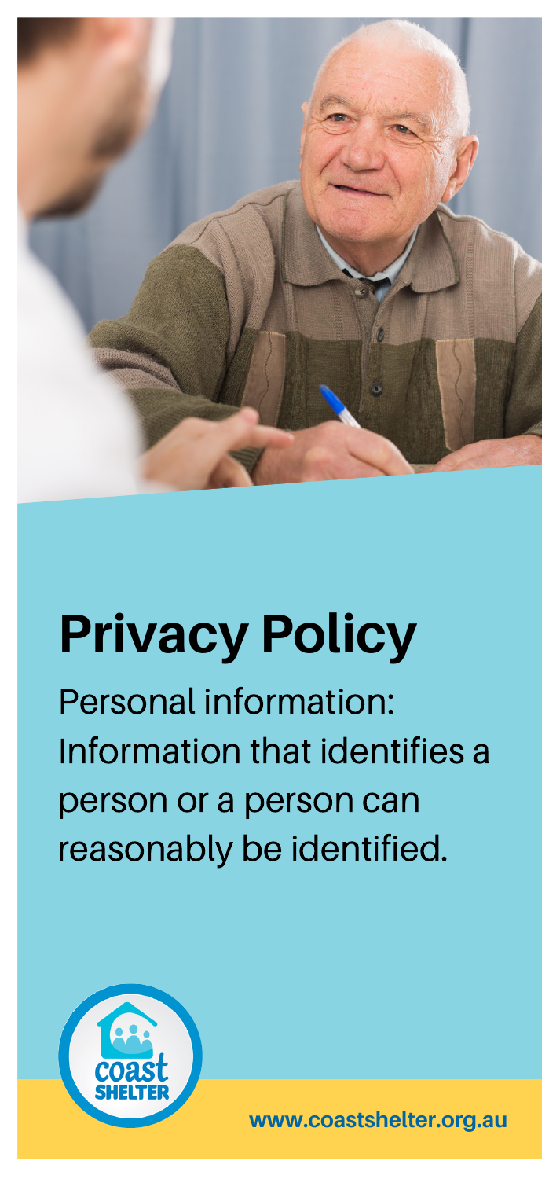# Privacy Policy

Personal information: Information that identifies a person or a person can reasonably be identified.

coast SHELTER

www.coastshelter.org.au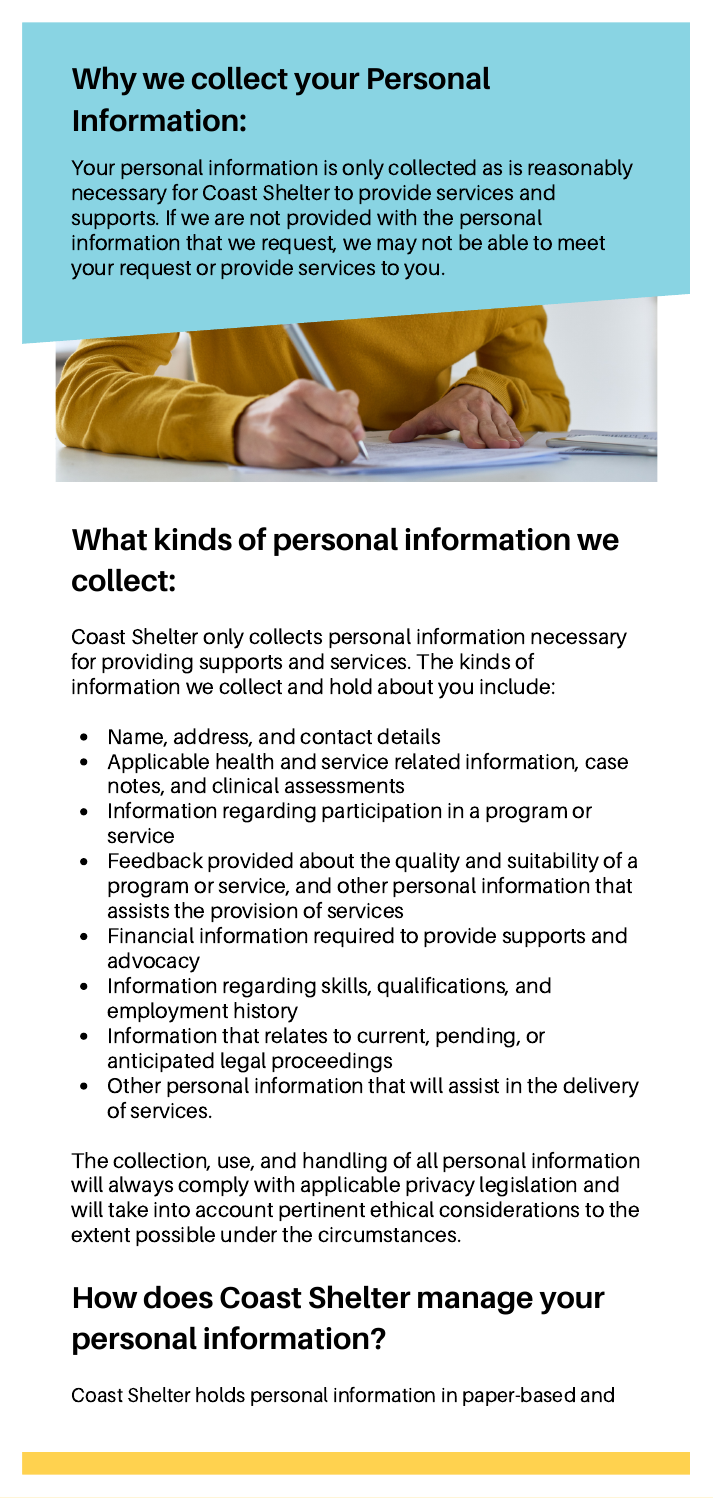## Why we collect your Personal Information:

Your personal information is only collected as is reasonably necessary for Coast Shelter to provide services and supports. If we are not provided with the personal information that we request, we may not be able to meet your request or provide services to you.

## What kinds of personal information we collect:

Coast Shelter only collects personal information necessary for providing supports and services. The kinds of information we collect and hold about you include:

- Name, address, and contact details
- Applicable health and service related information, case notes, and clinical assessments
- Information regarding participation in a program or service
- Feedback provided about the quality and suitability of a program or service, and other personal information that assists the provision of services
- Financial information required to provide supports and advocacy
- Information regarding skills, qualifications, and employment history
- Information that relates to current, pending, or anticipated legal proceedings
- Other personal information that will assist in the delivery of services.

The collection, use, and handling of all personal information will always comply with applicable privacy legislation and will take into account pertinent ethical considerations to the extent possible under the circumstances.

## How does Coast Shelter manage your personal information?

Coast Shelter holds personal information in paper-based and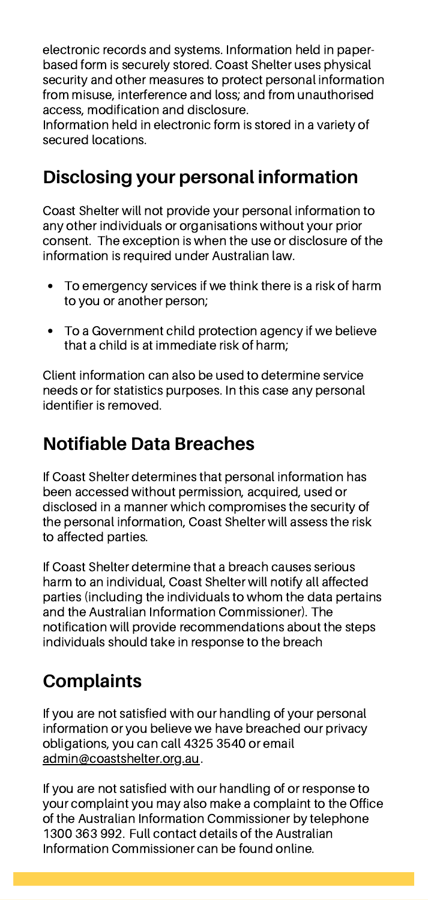electronic records and systems. Information held in paper-based form is securely stored. Coast Shelter uses physical security and other measures to protect personal information from misuse, interference and loss; and from unauthorised access, modification and disclosure.
Information held in electronic form is stored in a variety of secured locations.

## Disclosing your personal information

Coast Shelter will not provide your personal information to any other individuals or organisations without your prior consent. The exception is when the use or disclosure of the information is required under Australian law.

- To emergency services if we think there is a risk of harm to you or another person;
- To a Government child protection agency if we believe that a child is at immediate risk of harm;

Client information can also be used to determine service needs or for statistics purposes. In this case any personal identifier is removed.

## Notifiable Data Breaches

If Coast Shelter determines that personal information has been accessed without permission, acquired, used or disclosed in a manner which compromises the security of the personal information, Coast Shelter will assess the risk to affected parties.

If Coast Shelter determine that a breach causes serious harm to an individual, Coast Shelter will notify all affected parties (including the individuals to whom the data pertains and the Australian Information Commissioner). The notification will provide recommendations about the steps individuals should take in response to the breach

## Complaints

If you are not satisfied with our handling of your personal information or you believe we have breached our privacy obligations, you can call 4325 3540 or email admin@coastshelter.org.au.

If you are not satisfied with our handling of or response to your complaint you may also make a complaint to the Office of the Australian Information Commissioner by telephone 1300 363 992. Full contact details of the Australian Information Commissioner can be found online.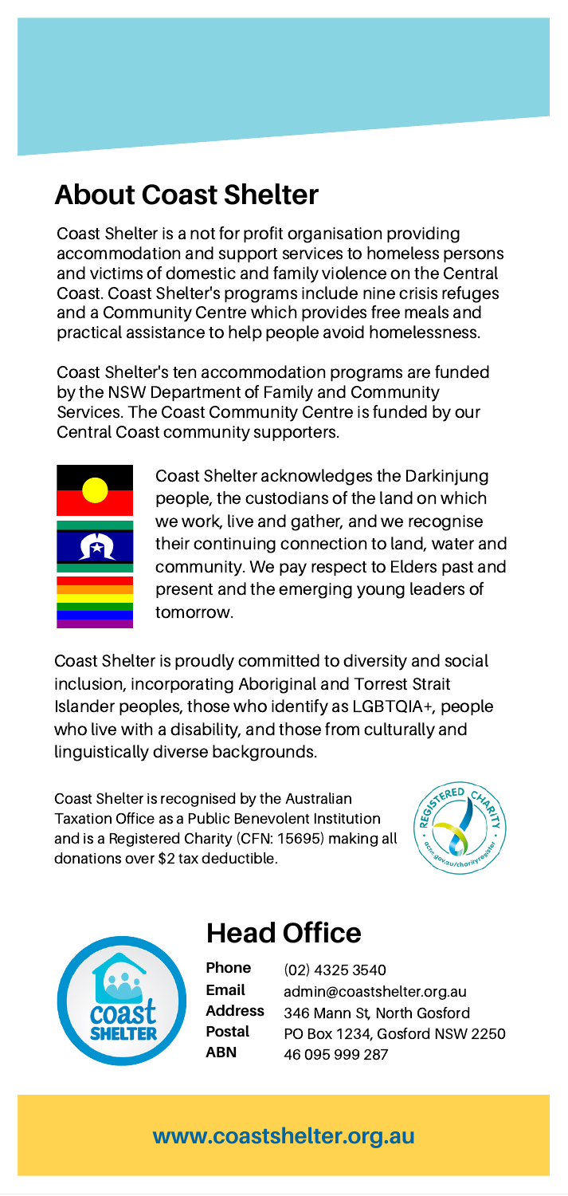## About Coast Shelter

Coast Shelter is a not for profit organisation providing accommodation and support services to homeless persons and victims of domestic and family violence on the Central Coast. Coast Shelter's programs include nine crisis refuges and a Community Centre which provides free meals and practical assistance to help people avoid homelessness.

Coast Shelter's ten accommodation programs are funded by the NSW Department of Family and Community Services. The Coast Community Centre is funded by our Central Coast community supporters.

Coast Shelter acknowledges the Darkinjung people, the custodians of the land on which we work, live and gather, and we recognise their continuing connection to land, water and community. We pay respect to Elders past and present and the emerging young leaders of tomorrow.

Coast Shelter is proudly committed to diversity and social inclusion, incorporating Aboriginal and Torrest Strait Islander peoples, those who identify as LGBTQIA+, people who live with a disability, and those from culturally and linguistically diverse backgrounds.

Coast Shelter is recognised by the Australian Taxation Office as a Public Benevolent Institution and is a Registered Charity (CFN: 15695) making all donations over $2 tax deductible.

## Head Office

**Phone** (02) 4325 3540
**Email** admin@coastshelter.org.au
**Address** 346 Mann St, North Gosford
**Postal** PO Box 1234, Gosford NSW 2250
**ABN** 46 095 999 287

**www.coastshelter.org.au**